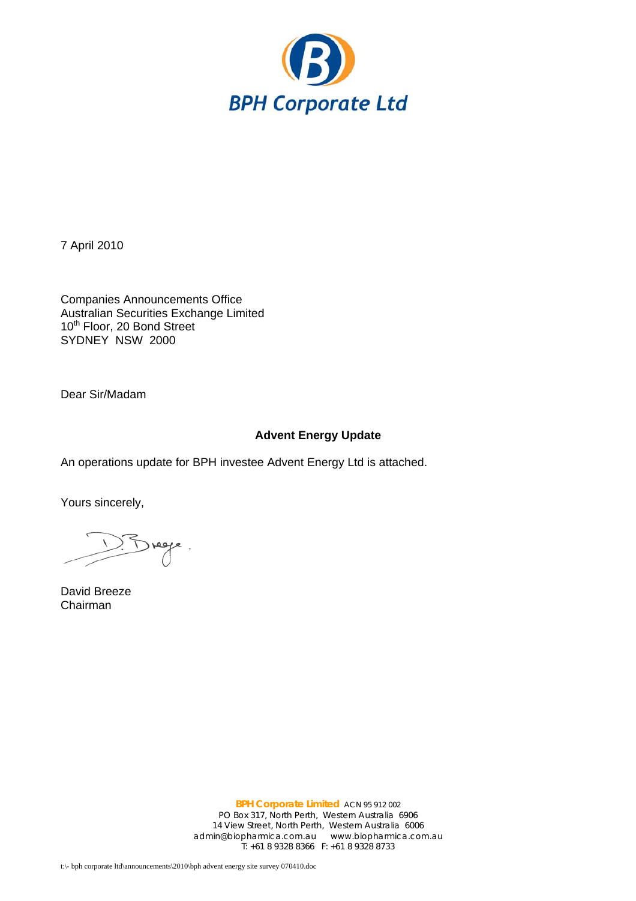**BPH Corporate Ltd**

7 April 2010

Companies Announcements Office
Australian Securities Exchange Limited
10th Floor, 20 Bond Street
SYDNEY NSW 2000

Dear Sir/Madam

**Advent Energy Update**

An operations update for BPH investee Advent Energy Ltd is attached.

Yours sincerely,

David Breeze
Chairman

**BPH Corporate Limited** ACN 95 912 002
PO Box 317, North Perth, Western Australia 6906
14 View Street, North Perth, Western Australia 6006
admin@biopharmica.com.au www.biopharmica.com.au
T: +61 8 9328 8366 F: +61 8 9328 8733

t:\- bph corporate ltd\announcements\2010\bph advent energy site survey 070410.doc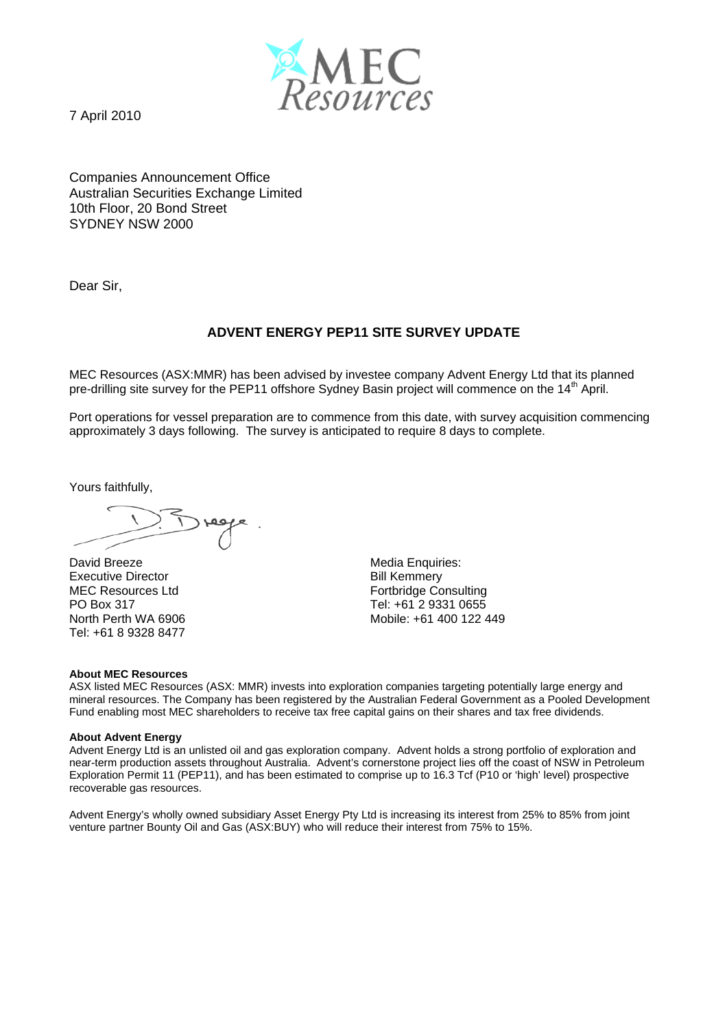7 April 2010

Companies Announcement Office
Australian Securities Exchange Limited
10th Floor, 20 Bond Street
SYDNEY NSW 2000

Dear Sir,

## ADVENT ENERGY PEP11 SITE SURVEY UPDATE

MEC Resources (ASX:MMR) has been advised by investee company Advent Energy Ltd that its planned pre-drilling site survey for the PEP11 offshore Sydney Basin project will commence on the 14th April.

Port operations for vessel preparation are to commence from this date, with survey acquisition commencing approximately 3 days following. The survey is anticipated to require 8 days to complete.

Yours faithfully,

David Breeze
Executive Director
MEC Resources Ltd
PO Box 317
North Perth WA 6906
Tel: +61 8 9328 8477

Media Enquiries:
Bill Kemmery
Fortbridge Consulting
Tel: +61 2 9331 0655
Mobile: +61 400 122 449

**About MEC Resources**
ASX listed MEC Resources (ASX: MMR) invests into exploration companies targeting potentially large energy and mineral resources. The Company has been registered by the Australian Federal Government as a Pooled Development Fund enabling most MEC shareholders to receive tax free capital gains on their shares and tax free dividends.

**About Advent Energy**
Advent Energy Ltd is an unlisted oil and gas exploration company. Advent holds a strong portfolio of exploration and near-term production assets throughout Australia. Advent's cornerstone project lies off the coast of NSW in Petroleum Exploration Permit 11 (PEP11), and has been estimated to comprise up to 16.3 Tcf (P10 or 'high' level) prospective recoverable gas resources.

Advent Energy's wholly owned subsidiary Asset Energy Pty Ltd is increasing its interest from 25% to 85% from joint venture partner Bounty Oil and Gas (ASX:BUY) who will reduce their interest from 75% to 15%.